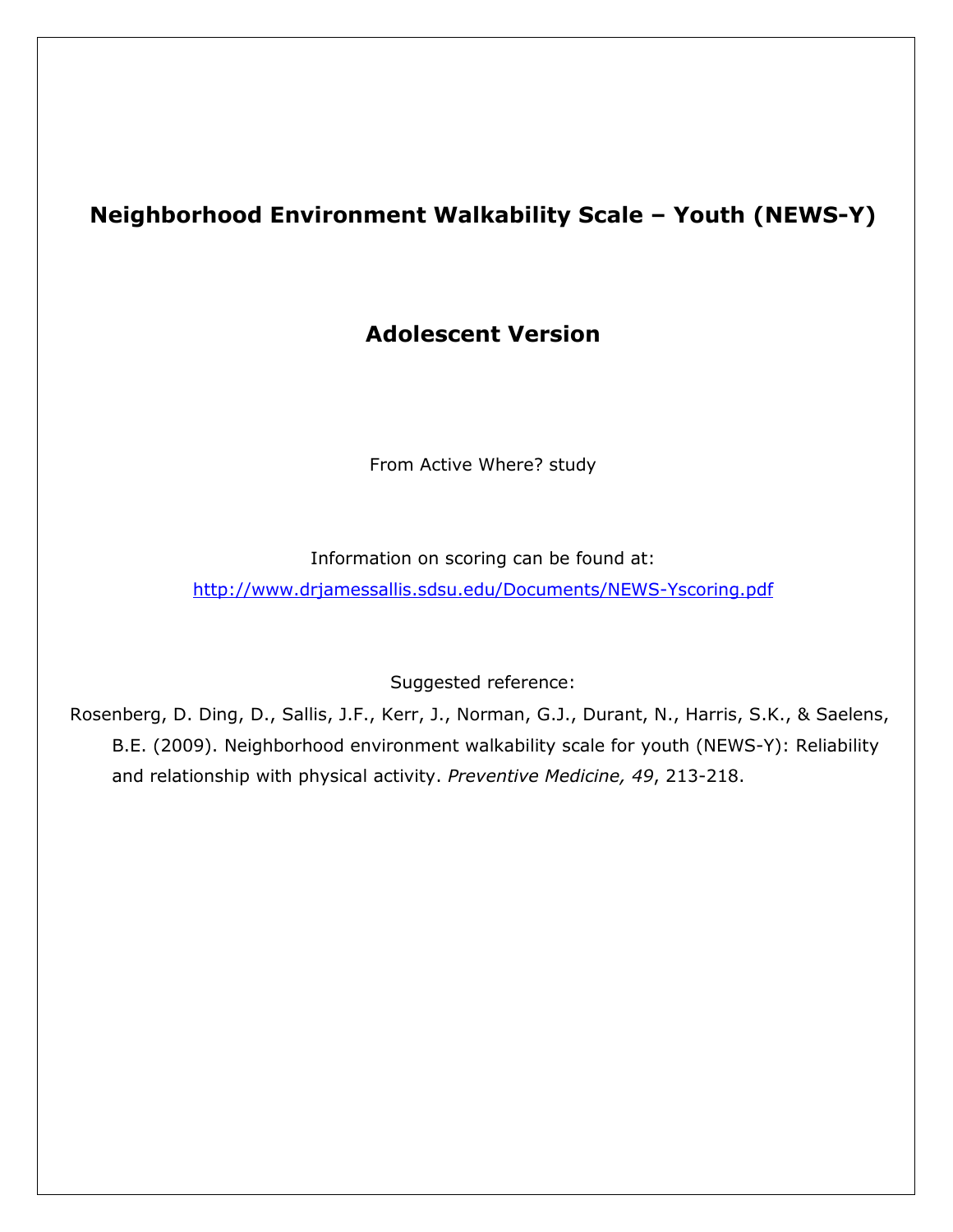# Neighborhood Environment Walkability Scale – Youth (NEWS-Y)

## Adolescent Version

From Active Where? study

Information on scoring can be found at:

http://www.drjamessallis.sdsu.edu/Documents/NEWS-Yscoring.pdf

Suggested reference:

Rosenberg, D. Ding, D., Sallis, J.F., Kerr, J., Norman, G.J., Durant, N., Harris, S.K., & Saelens, B.E. (2009). Neighborhood environment walkability scale for youth (NEWS-Y): Reliability and relationship with physical activity. *Preventive Medicine, 49*, 213-218.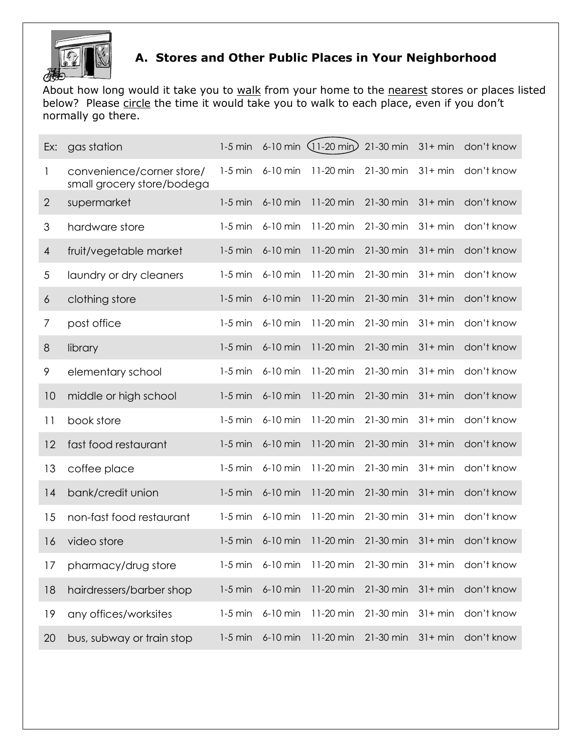## A. Stores and Other Public Places in Your Neighborhood

About how long would it take you to walk from your home to the nearest stores or places listed below? Please circle the time it would take you to walk to each place, even if you don't normally go there.

| | | | | | | | |
|---|---|---|---|---|---|---|---|
| Ex: | gas station | 1-5 min | 6-10 min | (11-20 min) | 21-30 min | 31+ min | don't know |
| 1 | convenience/corner store/ small grocery store/bodega | 1-5 min | 6-10 min | 11-20 min | 21-30 min | 31+ min | don't know |
| 2 | supermarket | 1-5 min | 6-10 min | 11-20 min | 21-30 min | 31+ min | don't know |
| 3 | hardware store | 1-5 min | 6-10 min | 11-20 min | 21-30 min | 31+ min | don't know |
| 4 | fruit/vegetable market | 1-5 min | 6-10 min | 11-20 min | 21-30 min | 31+ min | don't know |
| 5 | laundry or dry cleaners | 1-5 min | 6-10 min | 11-20 min | 21-30 min | 31+ min | don't know |
| 6 | clothing store | 1-5 min | 6-10 min | 11-20 min | 21-30 min | 31+ min | don't know |
| 7 | post office | 1-5 min | 6-10 min | 11-20 min | 21-30 min | 31+ min | don't know |
| 8 | library | 1-5 min | 6-10 min | 11-20 min | 21-30 min | 31+ min | don't know |
| 9 | elementary school | 1-5 min | 6-10 min | 11-20 min | 21-30 min | 31+ min | don't know |
| 10 | middle or high school | 1-5 min | 6-10 min | 11-20 min | 21-30 min | 31+ min | don't know |
| 11 | book store | 1-5 min | 6-10 min | 11-20 min | 21-30 min | 31+ min | don't know |
| 12 | fast food restaurant | 1-5 min | 6-10 min | 11-20 min | 21-30 min | 31+ min | don't know |
| 13 | coffee place | 1-5 min | 6-10 min | 11-20 min | 21-30 min | 31+ min | don't know |
| 14 | bank/credit union | 1-5 min | 6-10 min | 11-20 min | 21-30 min | 31+ min | don't know |
| 15 | non-fast food restaurant | 1-5 min | 6-10 min | 11-20 min | 21-30 min | 31+ min | don't know |
| 16 | video store | 1-5 min | 6-10 min | 11-20 min | 21-30 min | 31+ min | don't know |
| 17 | pharmacy/drug store | 1-5 min | 6-10 min | 11-20 min | 21-30 min | 31+ min | don't know |
| 18 | hairdressers/barber shop | 1-5 min | 6-10 min | 11-20 min | 21-30 min | 31+ min | don't know |
| 19 | any offices/worksites | 1-5 min | 6-10 min | 11-20 min | 21-30 min | 31+ min | don't know |
| 20 | bus, subway or train stop | 1-5 min | 6-10 min | 11-20 min | 21-30 min | 31+ min | don't know |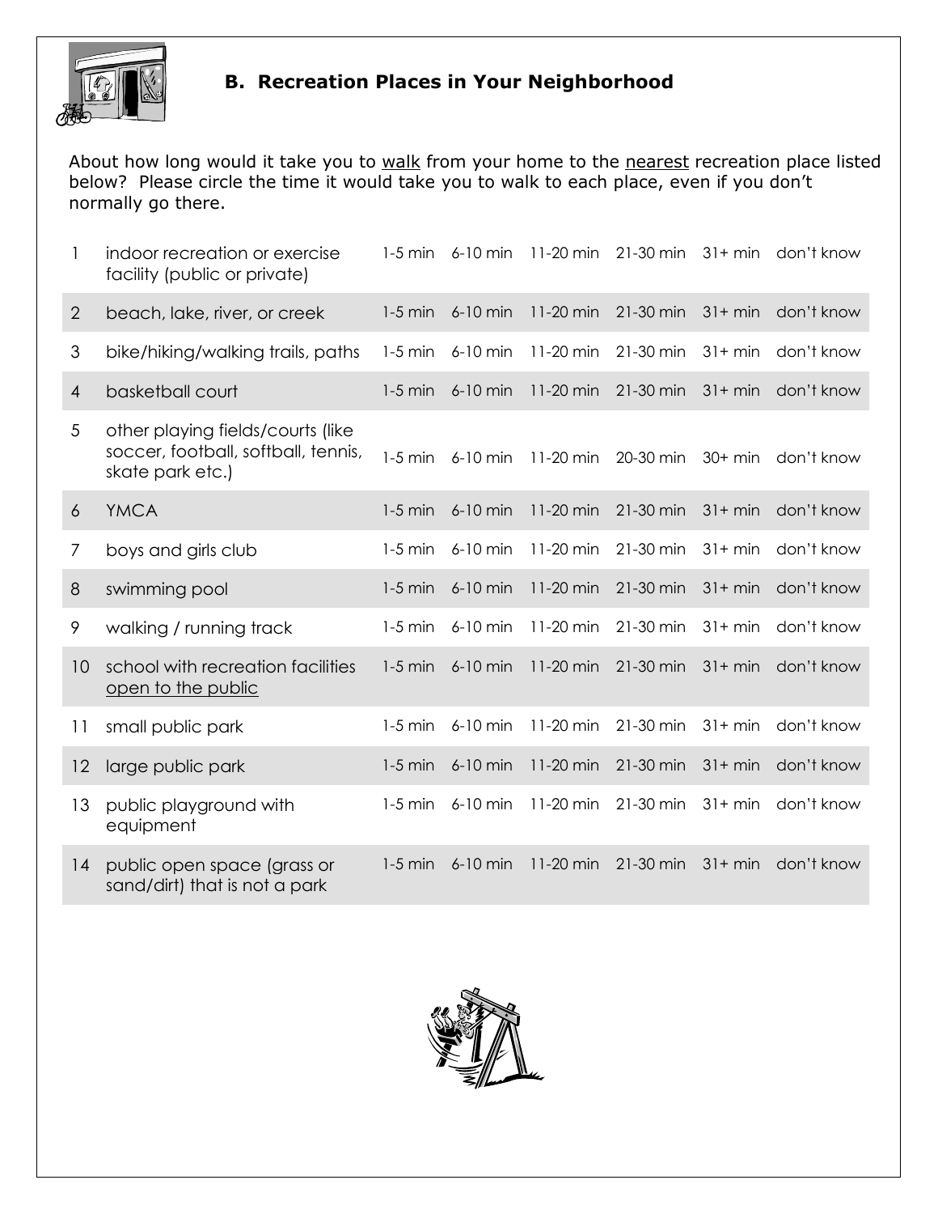## B. Recreation Places in Your Neighborhood

About how long would it take you to walk from your home to the nearest recreation place listed below? Please circle the time it would take you to walk to each place, even if you don't normally go there.

| | | | | | | | |
|---|---|---|---|---|---|---|---|
| 1 | indoor recreation or exercise facility (public or private) | 1-5 min | 6-10 min | 11-20 min | 21-30 min | 31+ min | don't know |
| 2 | beach, lake, river, or creek | 1-5 min | 6-10 min | 11-20 min | 21-30 min | 31+ min | don't know |
| 3 | bike/hiking/walking trails, paths | 1-5 min | 6-10 min | 11-20 min | 21-30 min | 31+ min | don't know |
| 4 | basketball court | 1-5 min | 6-10 min | 11-20 min | 21-30 min | 31+ min | don't know |
| 5 | other playing fields/courts (like soccer, football, softball, tennis, skate park etc.) | 1-5 min | 6-10 min | 11-20 min | 20-30 min | 30+ min | don't know |
| 6 | YMCA | 1-5 min | 6-10 min | 11-20 min | 21-30 min | 31+ min | don't know |
| 7 | boys and girls club | 1-5 min | 6-10 min | 11-20 min | 21-30 min | 31+ min | don't know |
| 8 | swimming pool | 1-5 min | 6-10 min | 11-20 min | 21-30 min | 31+ min | don't know |
| 9 | walking / running track | 1-5 min | 6-10 min | 11-20 min | 21-30 min | 31+ min | don't know |
| 10 | school with recreation facilities open to the public | 1-5 min | 6-10 min | 11-20 min | 21-30 min | 31+ min | don't know |
| 11 | small public park | 1-5 min | 6-10 min | 11-20 min | 21-30 min | 31+ min | don't know |
| 12 | large public park | 1-5 min | 6-10 min | 11-20 min | 21-30 min | 31+ min | don't know |
| 13 | public playground with equipment | 1-5 min | 6-10 min | 11-20 min | 21-30 min | 31+ min | don't know |
| 14 | public open space (grass or sand/dirt) that is not a park | 1-5 min | 6-10 min | 11-20 min | 21-30 min | 31+ min | don't know |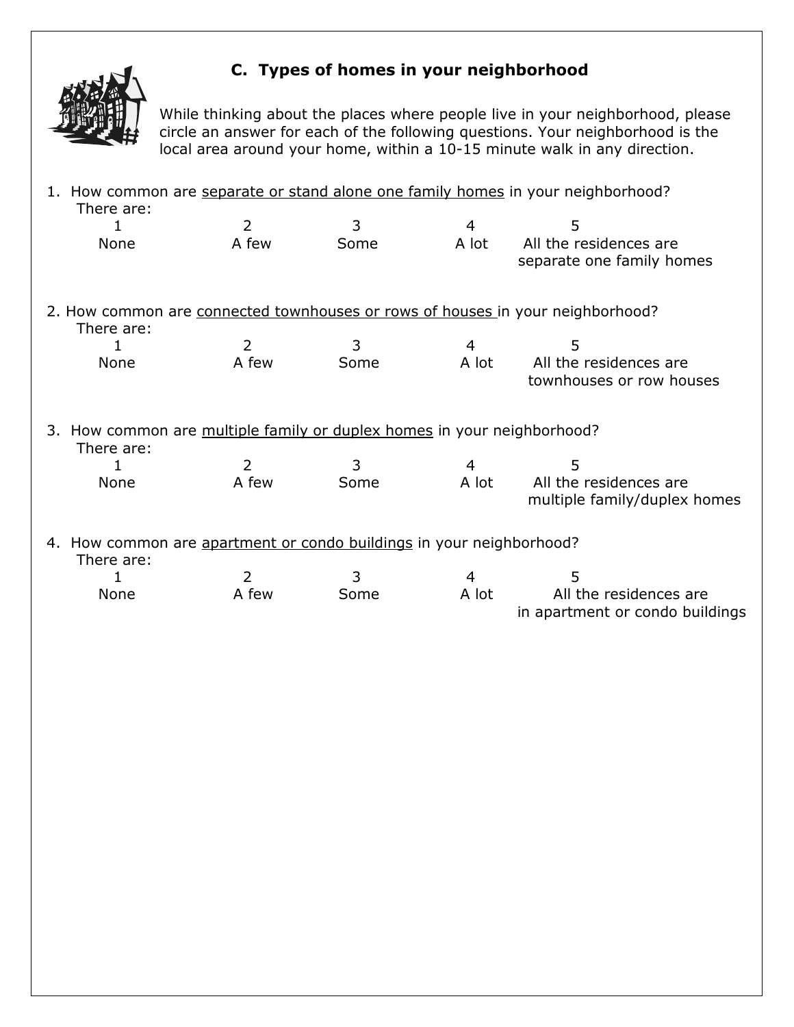## C. Types of homes in your neighborhood

While thinking about the places where people live in your neighborhood, please circle an answer for each of the following questions. Your neighborhood is the local area around your home, within a 10-15 minute walk in any direction.

1. How common are <u>separate or stand alone one family homes</u> in your neighborhood?
   There are:

| 1 | 2 | 3 | 4 | 5 |
|---|---|---|---|---|
| None | A few | Some | A lot | All the residences are separate one family homes |

2. How common are <u>connected townhouses or rows of houses</u> in your neighborhood?
   There are:

| 1 | 2 | 3 | 4 | 5 |
|---|---|---|---|---|
| None | A few | Some | A lot | All the residences are townhouses or row houses |

3. How common are <u>multiple family or duplex homes</u> in your neighborhood?
   There are:

| 1 | 2 | 3 | 4 | 5 |
|---|---|---|---|---|
| None | A few | Some | A lot | All the residences are multiple family/duplex homes |

4. How common are <u>apartment or condo buildings</u> in your neighborhood?
   There are:

| 1 | 2 | 3 | 4 | 5 |
|---|---|---|---|---|
| None | A few | Some | A lot | All the residences are in apartment or condo buildings |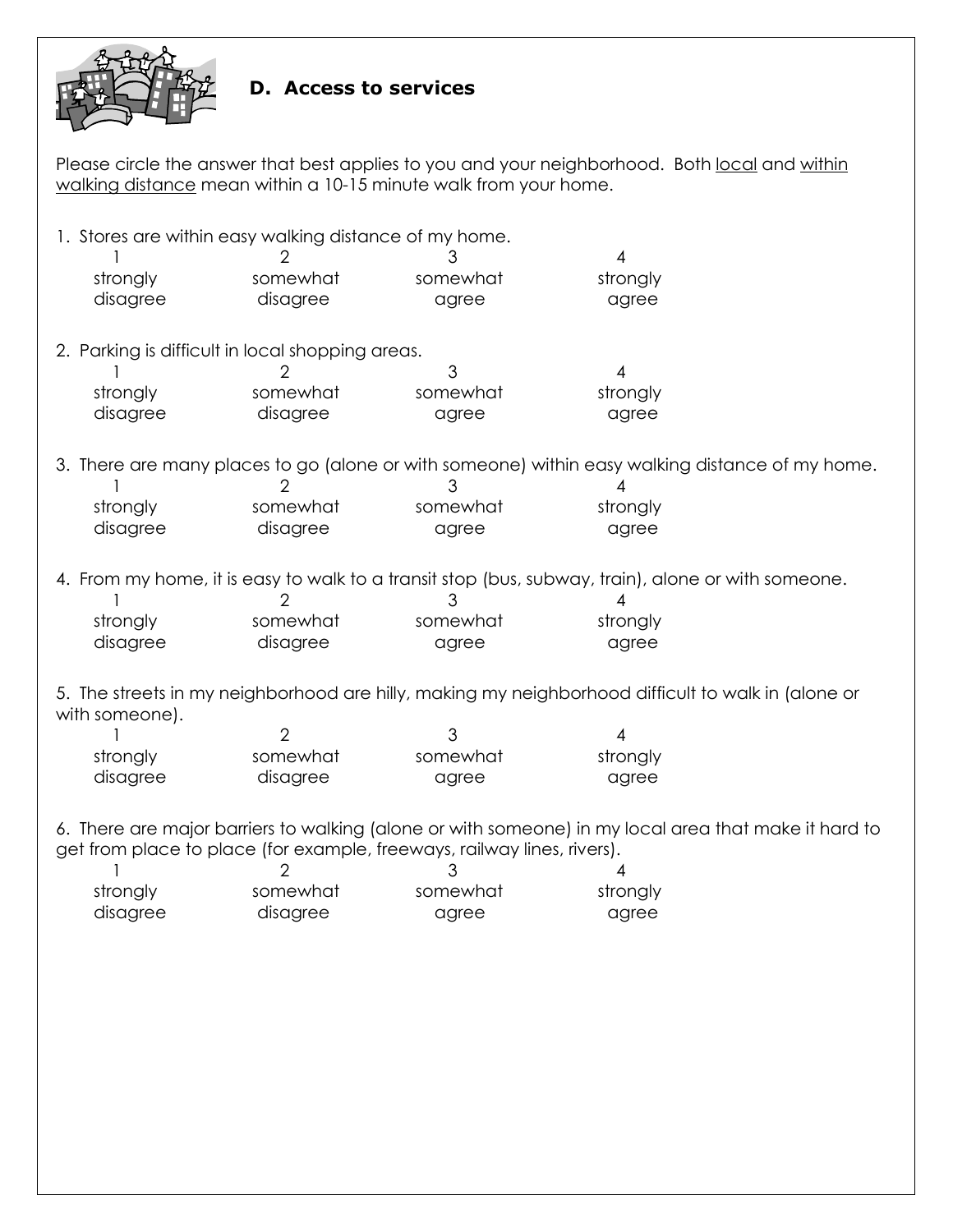## D. Access to services

Please circle the answer that best applies to you and your neighborhood. Both <u>local</u> and <u>within walking distance</u> mean within a 10-15 minute walk from your home.

1. Stores are within easy walking distance of my home.

| 1 | 2 | 3 | 4 |
|---|---|---|---|
| strongly disagree | somewhat disagree | somewhat agree | strongly agree |

2. Parking is difficult in local shopping areas.

| 1 | 2 | 3 | 4 |
|---|---|---|---|
| strongly disagree | somewhat disagree | somewhat agree | strongly agree |

3. There are many places to go (alone or with someone) within easy walking distance of my home.

| 1 | 2 | 3 | 4 |
|---|---|---|---|
| strongly disagree | somewhat disagree | somewhat agree | strongly agree |

4. From my home, it is easy to walk to a transit stop (bus, subway, train), alone or with someone.

| 1 | 2 | 3 | 4 |
|---|---|---|---|
| strongly disagree | somewhat disagree | somewhat agree | strongly agree |

5. The streets in my neighborhood are hilly, making my neighborhood difficult to walk in (alone or with someone).

| 1 | 2 | 3 | 4 |
|---|---|---|---|
| strongly disagree | somewhat disagree | somewhat agree | strongly agree |

6. There are major barriers to walking (alone or with someone) in my local area that make it hard to get from place to place (for example, freeways, railway lines, rivers).

| 1 | 2 | 3 | 4 |
|---|---|---|---|
| strongly disagree | somewhat disagree | somewhat agree | strongly agree |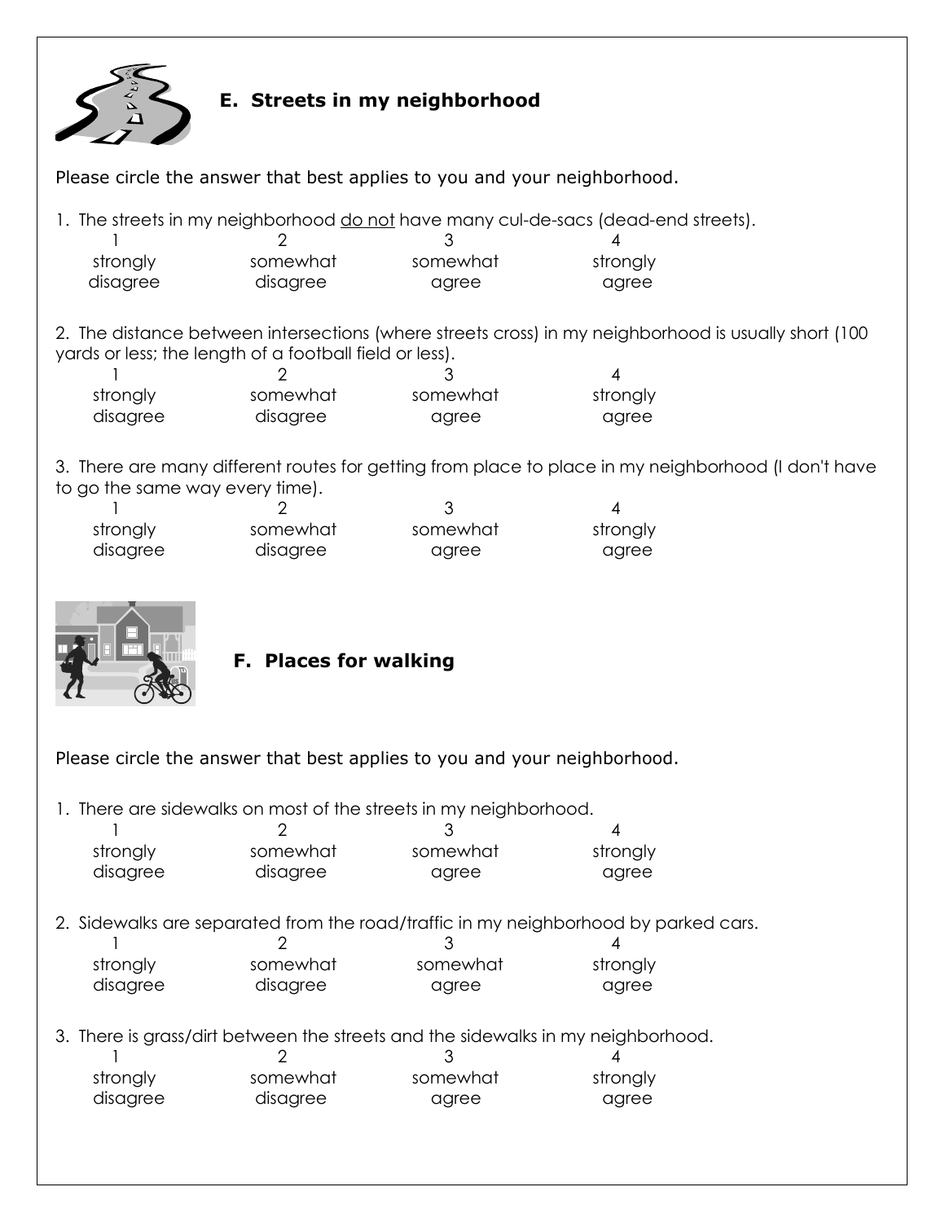## E. Streets in my neighborhood

Please circle the answer that best applies to you and your neighborhood.

1. The streets in my neighborhood <u>do not</u> have many cul-de-sacs (dead-end streets).

| 1 | 2 | 3 | 4 |
|---|---|---|---|
| strongly disagree | somewhat disagree | somewhat agree | strongly agree |

2. The distance between intersections (where streets cross) in my neighborhood is usually short (100 yards or less; the length of a football field or less).

| 1 | 2 | 3 | 4 |
|---|---|---|---|
| strongly disagree | somewhat disagree | somewhat agree | strongly agree |

3. There are many different routes for getting from place to place in my neighborhood (I don't have to go the same way every time).

| 1 | 2 | 3 | 4 |
|---|---|---|---|
| strongly disagree | somewhat disagree | somewhat agree | strongly agree |

## F. Places for walking

Please circle the answer that best applies to you and your neighborhood.

1. There are sidewalks on most of the streets in my neighborhood.

| 1 | 2 | 3 | 4 |
|---|---|---|---|
| strongly disagree | somewhat disagree | somewhat agree | strongly agree |

2. Sidewalks are separated from the road/traffic in my neighborhood by parked cars.

| 1 | 2 | 3 | 4 |
|---|---|---|---|
| strongly disagree | somewhat disagree | somewhat agree | strongly agree |

3. There is grass/dirt between the streets and the sidewalks in my neighborhood.

| 1 | 2 | 3 | 4 |
|---|---|---|---|
| strongly disagree | somewhat disagree | somewhat agree | strongly agree |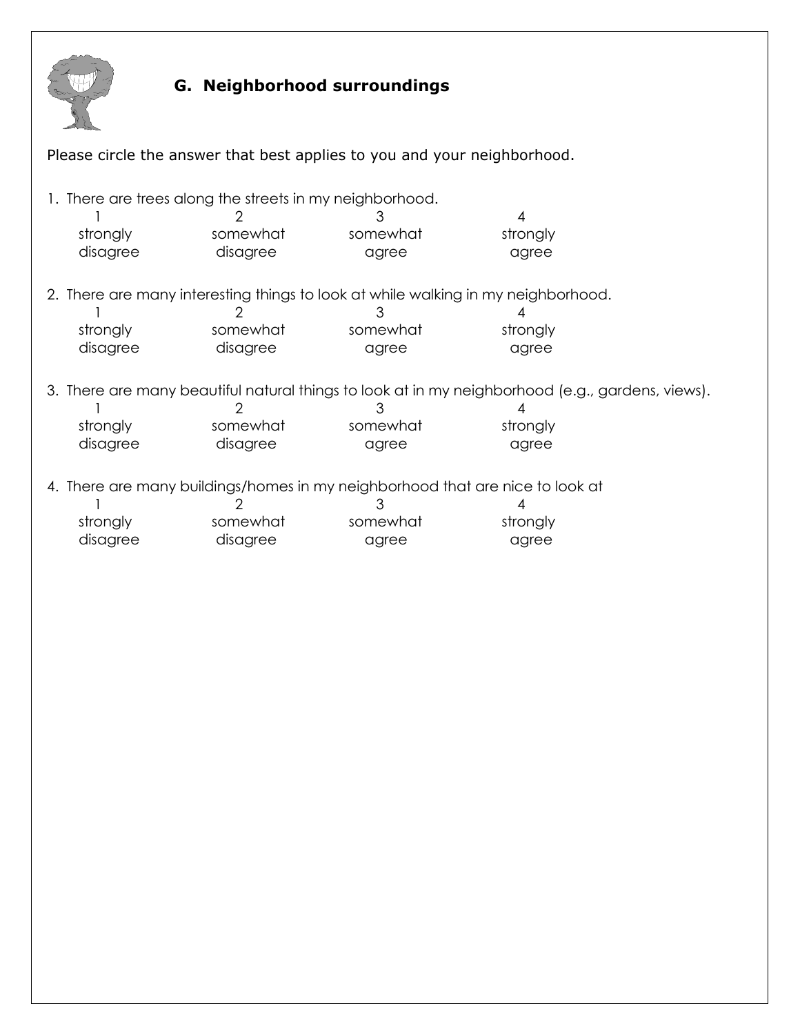## G. Neighborhood surroundings

Please circle the answer that best applies to you and your neighborhood.

1. There are trees along the streets in my neighborhood.

| 1 | 2 | 3 | 4 |
|---|---|---|---|
| strongly disagree | somewhat disagree | somewhat agree | strongly agree |

2. There are many interesting things to look at while walking in my neighborhood.

| 1 | 2 | 3 | 4 |
|---|---|---|---|
| strongly disagree | somewhat disagree | somewhat agree | strongly agree |

3. There are many beautiful natural things to look at in my neighborhood (e.g., gardens, views).

| 1 | 2 | 3 | 4 |
|---|---|---|---|
| strongly disagree | somewhat disagree | somewhat agree | strongly agree |

4. There are many buildings/homes in my neighborhood that are nice to look at

| 1 | 2 | 3 | 4 |
|---|---|---|---|
| strongly disagree | somewhat disagree | somewhat agree | strongly agree |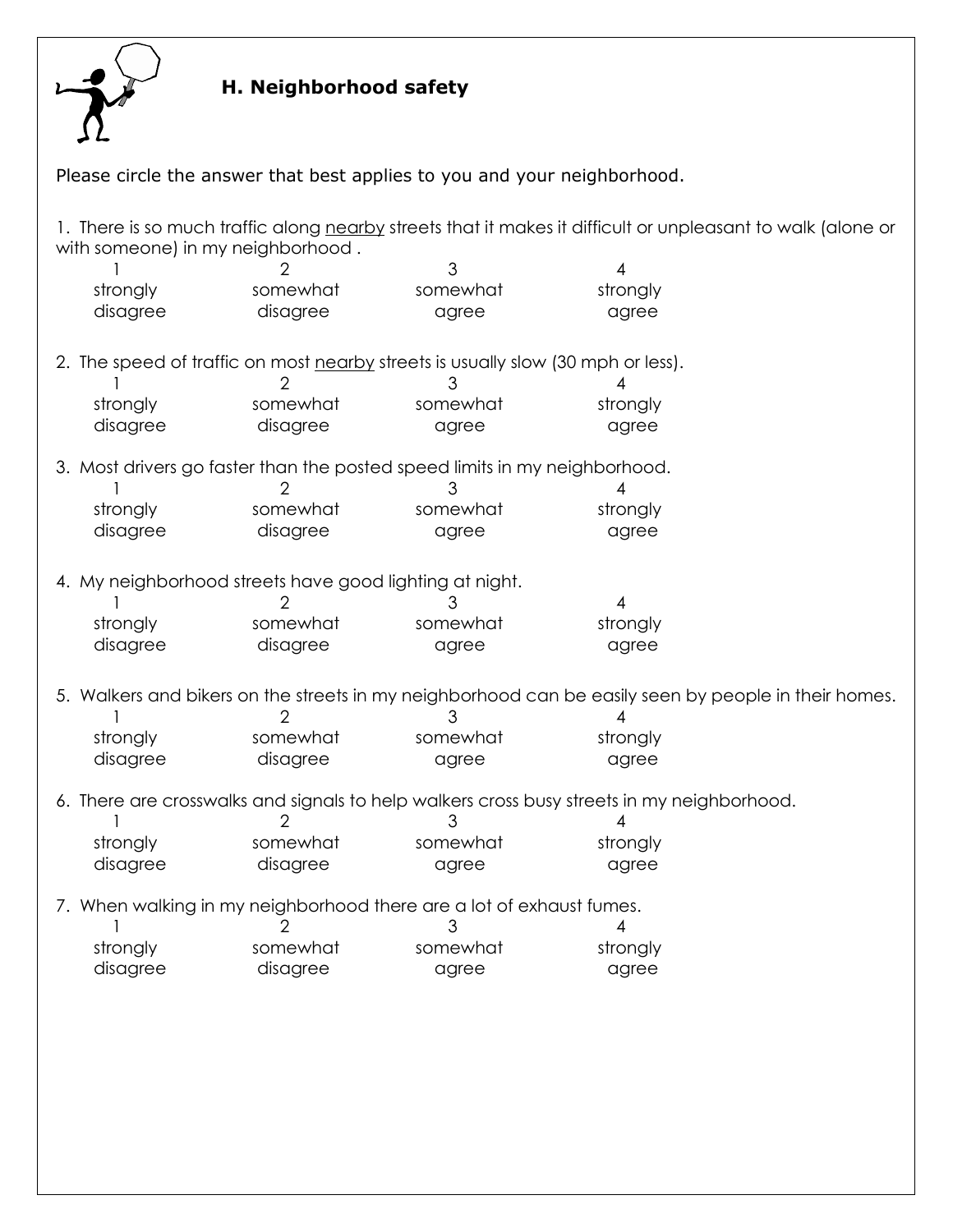## H. Neighborhood safety

Please circle the answer that best applies to you and your neighborhood.

1. There is so much traffic along <u>nearby</u> streets that it makes it difficult or unpleasant to walk (alone or with someone) in my neighborhood .

| 1 | 2 | 3 | 4 |
|---|---|---|---|
| strongly disagree | somewhat disagree | somewhat agree | strongly agree |

2. The speed of traffic on most <u>nearby</u> streets is usually slow (30 mph or less).

| 1 | 2 | 3 | 4 |
|---|---|---|---|
| strongly disagree | somewhat disagree | somewhat agree | strongly agree |

3. Most drivers go faster than the posted speed limits in my neighborhood.

| 1 | 2 | 3 | 4 |
|---|---|---|---|
| strongly disagree | somewhat disagree | somewhat agree | strongly agree |

4. My neighborhood streets have good lighting at night.

| 1 | 2 | 3 | 4 |
|---|---|---|---|
| strongly disagree | somewhat disagree | somewhat agree | strongly agree |

5. Walkers and bikers on the streets in my neighborhood can be easily seen by people in their homes.

| 1 | 2 | 3 | 4 |
|---|---|---|---|
| strongly disagree | somewhat disagree | somewhat agree | strongly agree |

6. There are crosswalks and signals to help walkers cross busy streets in my neighborhood.

| 1 | 2 | 3 | 4 |
|---|---|---|---|
| strongly disagree | somewhat disagree | somewhat agree | strongly agree |

7. When walking in my neighborhood there are a lot of exhaust fumes.

| 1 | 2 | 3 | 4 |
|---|---|---|---|
| strongly disagree | somewhat disagree | somewhat agree | strongly agree |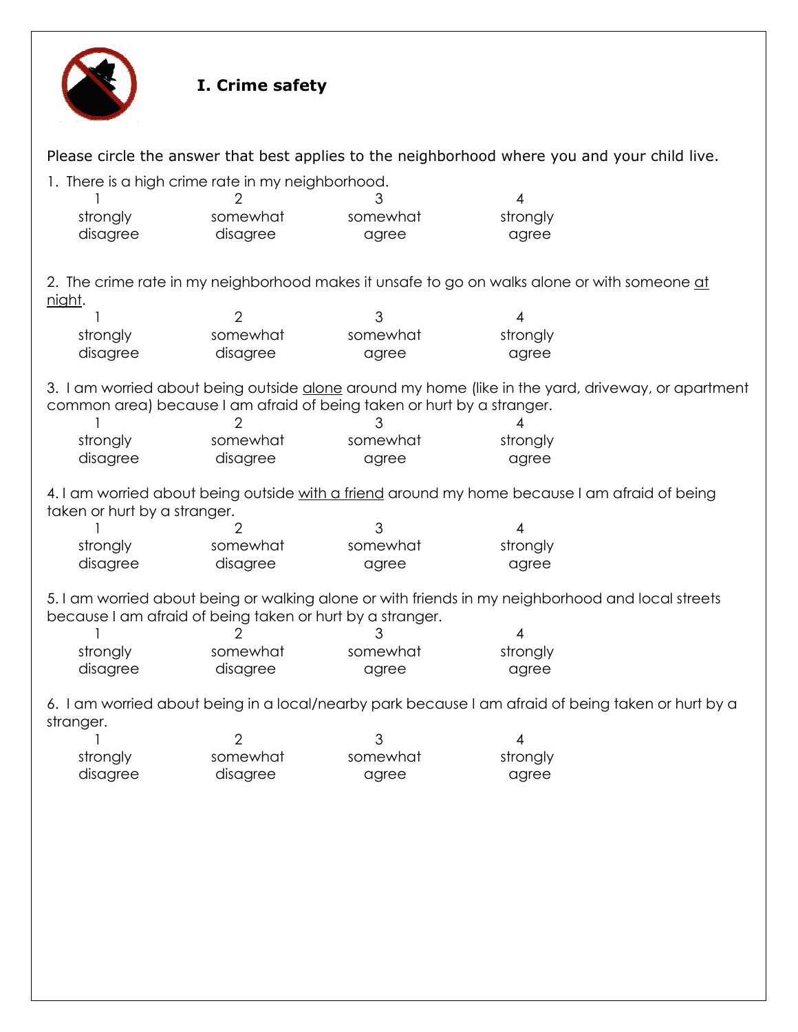## I. Crime safety

Please circle the answer that best applies to the neighborhood where you and your child live.

1. There is a high crime rate in my neighborhood.

| 1 | 2 | 3 | 4 |
|---|---|---|---|
| strongly disagree | somewhat disagree | somewhat agree | strongly agree |

2. The crime rate in my neighborhood makes it unsafe to go on walks alone or with someone at night.

| 1 | 2 | 3 | 4 |
|---|---|---|---|
| strongly disagree | somewhat disagree | somewhat agree | strongly agree |

3. I am worried about being outside alone around my home (like in the yard, driveway, or apartment common area) because I am afraid of being taken or hurt by a stranger.

| 1 | 2 | 3 | 4 |
|---|---|---|---|
| strongly disagree | somewhat disagree | somewhat agree | strongly agree |

4. I am worried about being outside with a friend around my home because I am afraid of being taken or hurt by a stranger.

| 1 | 2 | 3 | 4 |
|---|---|---|---|
| strongly disagree | somewhat disagree | somewhat agree | strongly agree |

5. I am worried about being or walking alone or with friends in my neighborhood and local streets because I am afraid of being taken or hurt by a stranger.

| 1 | 2 | 3 | 4 |
|---|---|---|---|
| strongly disagree | somewhat disagree | somewhat agree | strongly agree |

6. I am worried about being in a local/nearby park because I am afraid of being taken or hurt by a stranger.

| 1 | 2 | 3 | 4 |
|---|---|---|---|
| strongly disagree | somewhat disagree | somewhat agree | strongly agree |